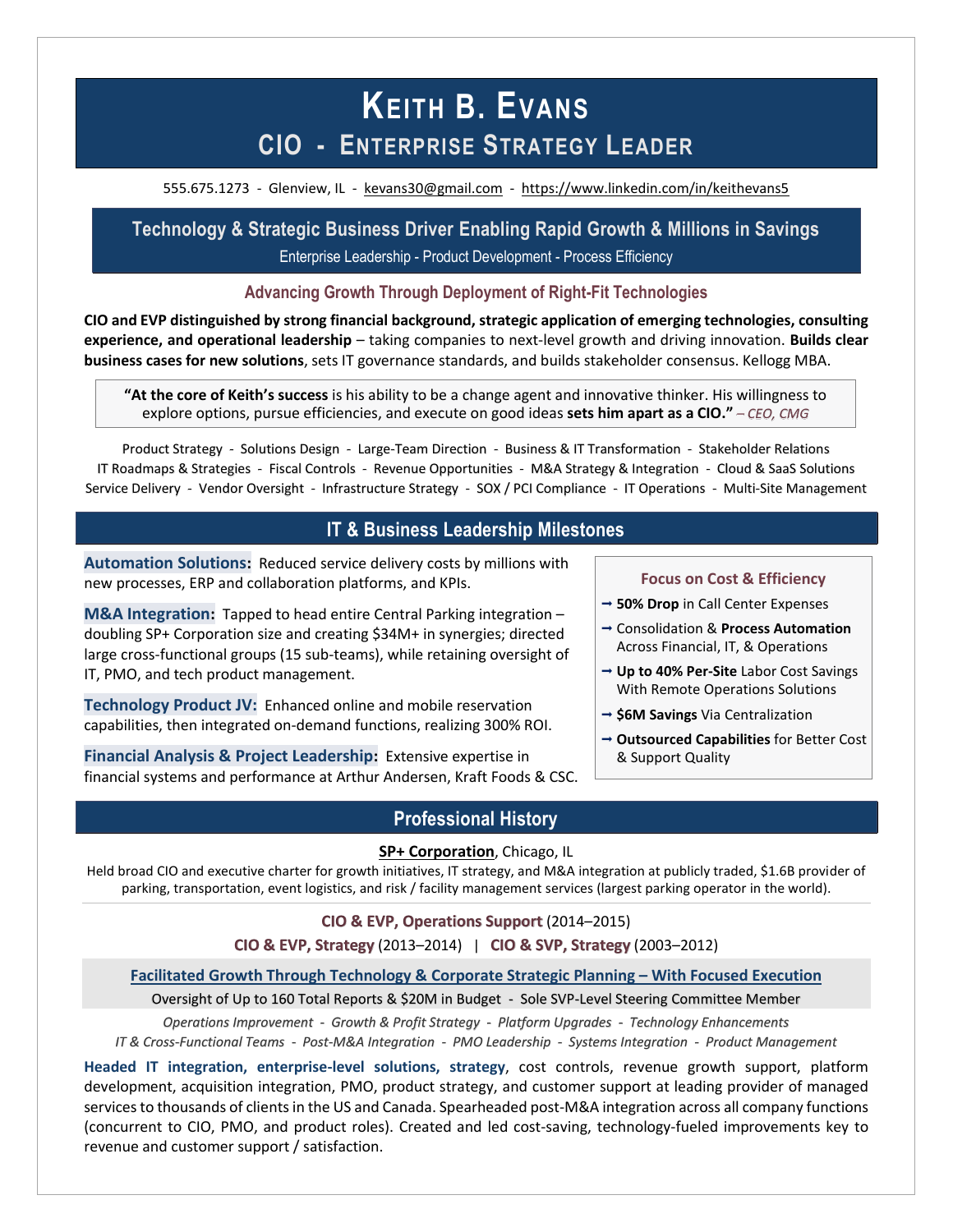# KEITH B. EVANS
## CIO - ENTERPRISE STRATEGY LEADER

555.675.1273 - Glenview, IL - kevans30@gmail.com - https://www.linkedin.com/in/keithevans5

**Technology & Strategic Business Driver Enabling Rapid Growth & Millions in Savings**

Enterprise Leadership - Product Development - Process Efficiency

### Advancing Growth Through Deployment of Right-Fit Technologies

**CIO and EVP distinguished by strong financial background, strategic application of emerging technologies, consulting experience, and operational leadership** – taking companies to next-level growth and driving innovation. **Builds clear business cases for new solutions**, sets IT governance standards, and builds stakeholder consensus. Kellogg MBA.

> **"At the core of Keith's success** is his ability to be a change agent and innovative thinker. His willingness to explore options, pursue efficiencies, and execute on good ideas **sets him apart as a CIO."** *– CEO, CMG*

Product Strategy - Solutions Design - Large-Team Direction - Business & IT Transformation - Stakeholder Relations
IT Roadmaps & Strategies - Fiscal Controls - Revenue Opportunities - M&A Strategy & Integration - Cloud & SaaS Solutions
Service Delivery - Vendor Oversight - Infrastructure Strategy - SOX / PCI Compliance - IT Operations - Multi-Site Management

## IT & Business Leadership Milestones

**Automation Solutions:** Reduced service delivery costs by millions with new processes, ERP and collaboration platforms, and KPIs.

**M&A Integration:** Tapped to head entire Central Parking integration – doubling SP+ Corporation size and creating $34M+ in synergies; directed large cross-functional groups (15 sub-teams), while retaining oversight of IT, PMO, and tech product management.

**Technology Product JV:** Enhanced online and mobile reservation capabilities, then integrated on-demand functions, realizing 300% ROI.

**Financial Analysis & Project Leadership:** Extensive expertise in financial systems and performance at Arthur Andersen, Kraft Foods & CSC.

**Focus on Cost & Efficiency**

- **50% Drop** in Call Center Expenses
- Consolidation & **Process Automation** Across Financial, IT, & Operations
- **Up to 40% Per-Site** Labor Cost Savings With Remote Operations Solutions
- **$6M Savings** Via Centralization
- **Outsourced Capabilities** for Better Cost & Support Quality

## Professional History

**SP+ Corporation**, Chicago, IL

Held broad CIO and executive charter for growth initiatives, IT strategy, and M&A integration at publicly traded, $1.6B provider of parking, transportation, event logistics, and risk / facility management services (largest parking operator in the world).

**CIO & EVP, Operations Support** (2014–2015)

**CIO & EVP, Strategy** (2013–2014) | **CIO & SVP, Strategy** (2003–2012)

**Facilitated Growth Through Technology & Corporate Strategic Planning – With Focused Execution**

Oversight of Up to 160 Total Reports & $20M in Budget - Sole SVP-Level Steering Committee Member

*Operations Improvement - Growth & Profit Strategy - Platform Upgrades - Technology Enhancements*
*IT & Cross-Functional Teams - Post-M&A Integration - PMO Leadership - Systems Integration - Product Management*

**Headed IT integration, enterprise-level solutions, strategy**, cost controls, revenue growth support, platform development, acquisition integration, PMO, product strategy, and customer support at leading provider of managed services to thousands of clients in the US and Canada. Spearheaded post-M&A integration across all company functions (concurrent to CIO, PMO, and product roles). Created and led cost-saving, technology-fueled improvements key to revenue and customer support / satisfaction.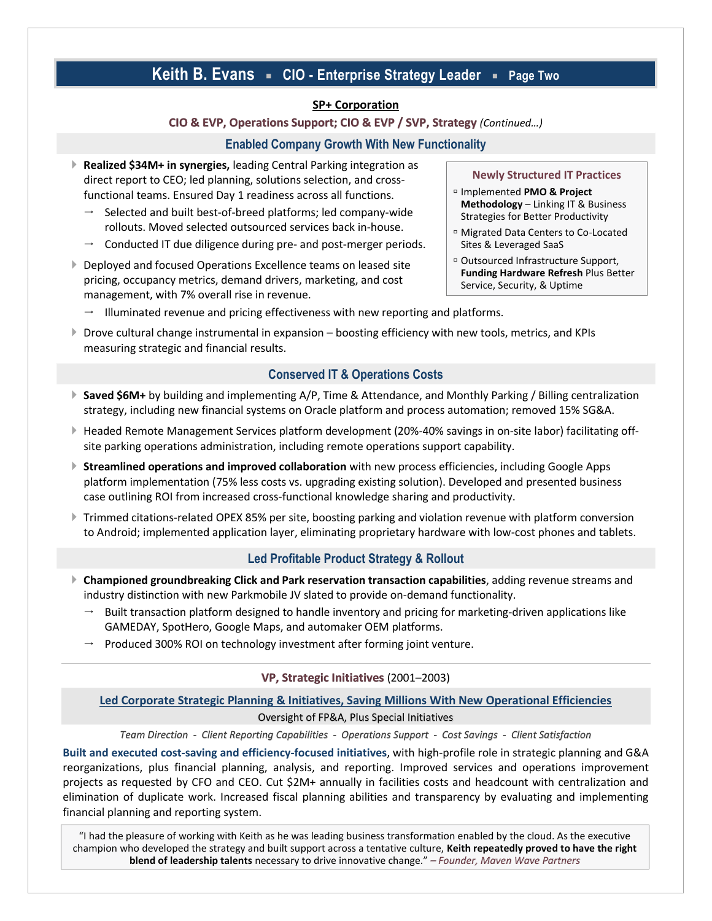**SP+ Corporation**

**CIO & EVP, Operations Support; CIO & EVP / SVP, Strategy** *(Continued…)*

### Enabled Company Growth With New Functionality

- **Realized $34M+ in synergies,** leading Central Parking integration as direct report to CEO; led planning, solutions selection, and cross-functional teams. Ensured Day 1 readiness across all functions.
  - → Selected and built best-of-breed platforms; led company-wide rollouts. Moved selected outsourced services back in-house.
  - → Conducted IT due diligence during pre- and post-merger periods.
- Deployed and focused Operations Excellence teams on leased site pricing, occupancy metrics, demand drivers, marketing, and cost management, with 7% overall rise in revenue.
  - → Illuminated revenue and pricing effectiveness with new reporting and platforms.
- Drove cultural change instrumental in expansion – boosting efficiency with new tools, metrics, and KPIs measuring strategic and financial results.

**Newly Structured IT Practices**

- Implemented **PMO & Project Methodology** – Linking IT & Business Strategies for Better Productivity
- Migrated Data Centers to Co-Located Sites & Leveraged SaaS
- Outsourced Infrastructure Support, **Funding Hardware Refresh** Plus Better Service, Security, & Uptime

### Conserved IT & Operations Costs

- **Saved $6M+** by building and implementing A/P, Time & Attendance, and Monthly Parking / Billing centralization strategy, including new financial systems on Oracle platform and process automation; removed 15% SG&A.
- Headed Remote Management Services platform development (20%-40% savings in on-site labor) facilitating off-site parking operations administration, including remote operations support capability.
- **Streamlined operations and improved collaboration** with new process efficiencies, including Google Apps platform implementation (75% less costs vs. upgrading existing solution). Developed and presented business case outlining ROI from increased cross-functional knowledge sharing and productivity.
- Trimmed citations-related OPEX 85% per site, boosting parking and violation revenue with platform conversion to Android; implemented application layer, eliminating proprietary hardware with low-cost phones and tablets.

### Led Profitable Product Strategy & Rollout

- **Championed groundbreaking Click and Park reservation transaction capabilities**, adding revenue streams and industry distinction with new Parkmobile JV slated to provide on-demand functionality.
  - → Built transaction platform designed to handle inventory and pricing for marketing-driven applications like GAMEDAY, SpotHero, Google Maps, and automaker OEM platforms.
  - → Produced 300% ROI on technology investment after forming joint venture.

---

**VP, Strategic Initiatives** (2001–2003)

### Led Corporate Strategic Planning & Initiatives, Saving Millions With New Operational Efficiencies

Oversight of FP&A, Plus Special Initiatives

*Team Direction - Client Reporting Capabilities - Operations Support - Cost Savings - Client Satisfaction*

**Built and executed cost-saving and efficiency-focused initiatives**, with high-profile role in strategic planning and G&A reorganizations, plus financial planning, analysis, and reporting. Improved services and operations improvement projects as requested by CFO and CEO. Cut $2M+ annually in facilities costs and headcount with centralization and elimination of duplicate work. Increased fiscal planning abilities and transparency by evaluating and implementing financial planning and reporting system.

> "I had the pleasure of working with Keith as he was leading business transformation enabled by the cloud. As the executive champion who developed the strategy and built support across a tentative culture, **Keith repeatedly proved to have the right blend of leadership talents** necessary to drive innovative change." *– Founder, Maven Wave Partners*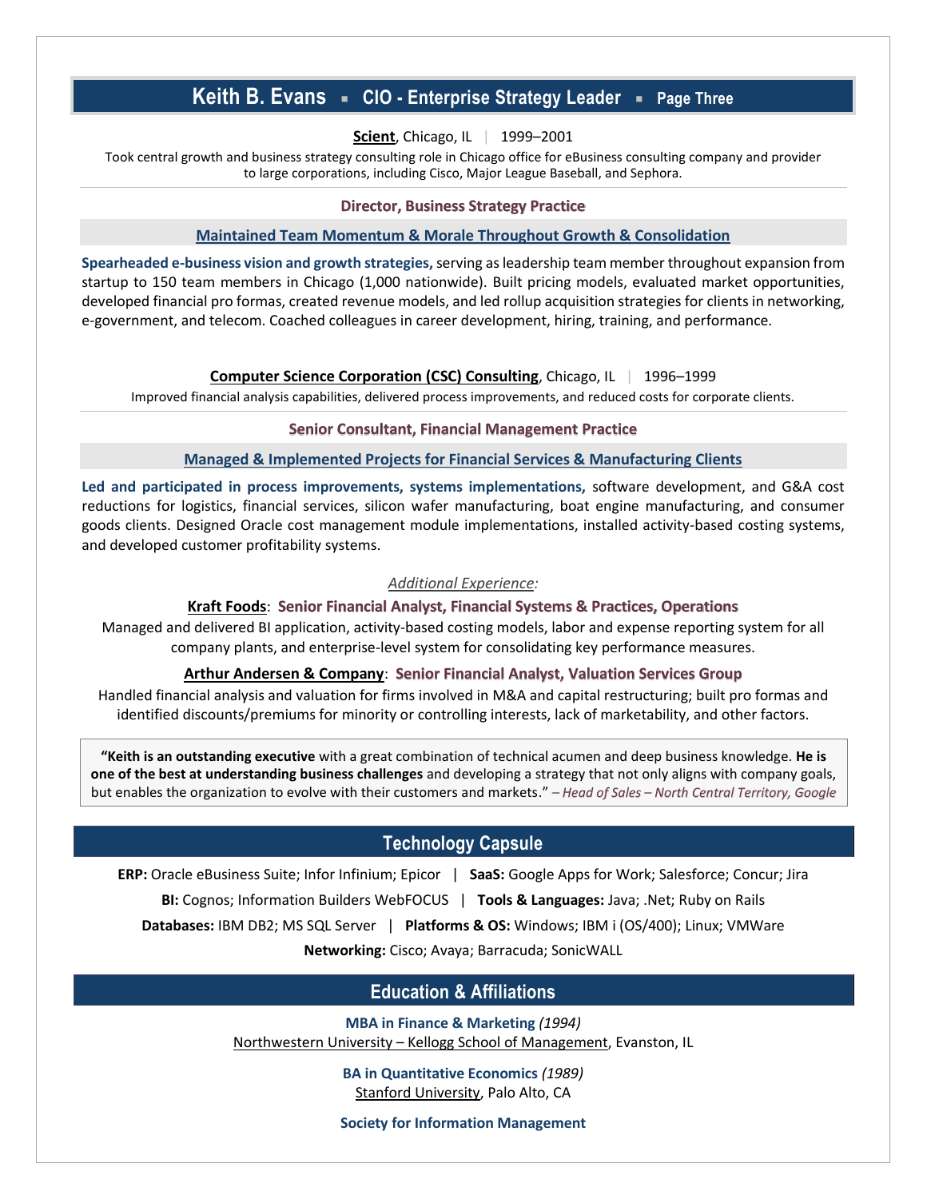**Scient**, Chicago, IL | 1999–2001

Took central growth and business strategy consulting role in Chicago office for eBusiness consulting company and provider to large corporations, including Cisco, Major League Baseball, and Sephora.

### Director, Business Strategy Practice

**Maintained Team Momentum & Morale Throughout Growth & Consolidation**

**Spearheaded e-business vision and growth strategies,** serving as leadership team member throughout expansion from startup to 150 team members in Chicago (1,000 nationwide). Built pricing models, evaluated market opportunities, developed financial pro formas, created revenue models, and led rollup acquisition strategies for clients in networking, e-government, and telecom. Coached colleagues in career development, hiring, training, and performance.

**Computer Science Corporation (CSC) Consulting**, Chicago, IL | 1996–1999

Improved financial analysis capabilities, delivered process improvements, and reduced costs for corporate clients.

### Senior Consultant, Financial Management Practice

**Managed & Implemented Projects for Financial Services & Manufacturing Clients**

**Led and participated in process improvements, systems implementations,** software development, and G&A cost reductions for logistics, financial services, silicon wafer manufacturing, boat engine manufacturing, and consumer goods clients. Designed Oracle cost management module implementations, installed activity-based costing systems, and developed customer profitability systems.

*Additional Experience:*

**Kraft Foods**: **Senior Financial Analyst, Financial Systems & Practices, Operations**

Managed and delivered BI application, activity-based costing models, labor and expense reporting system for all company plants, and enterprise-level system for consolidating key performance measures.

**Arthur Andersen & Company**: **Senior Financial Analyst, Valuation Services Group**

Handled financial analysis and valuation for firms involved in M&A and capital restructuring; built pro formas and identified discounts/premiums for minority or controlling interests, lack of marketability, and other factors.

> **"Keith is an outstanding executive** with a great combination of technical acumen and deep business knowledge. **He is one of the best at understanding business challenges** and developing a strategy that not only aligns with company goals, but enables the organization to evolve with their customers and markets." *– Head of Sales – North Central Territory, Google*

## Technology Capsule

**ERP:** Oracle eBusiness Suite; Infor Infinium; Epicor | **SaaS:** Google Apps for Work; Salesforce; Concur; Jira

**BI:** Cognos; Information Builders WebFOCUS | **Tools & Languages:** Java; .Net; Ruby on Rails

**Databases:** IBM DB2; MS SQL Server | **Platforms & OS:** Windows; IBM i (OS/400); Linux; VMWare

**Networking:** Cisco; Avaya; Barracuda; SonicWALL

## Education & Affiliations

**MBA in Finance & Marketing** *(1994)*
Northwestern University – Kellogg School of Management, Evanston, IL

**BA in Quantitative Economics** *(1989)*
Stanford University, Palo Alto, CA

**Society for Information Management**